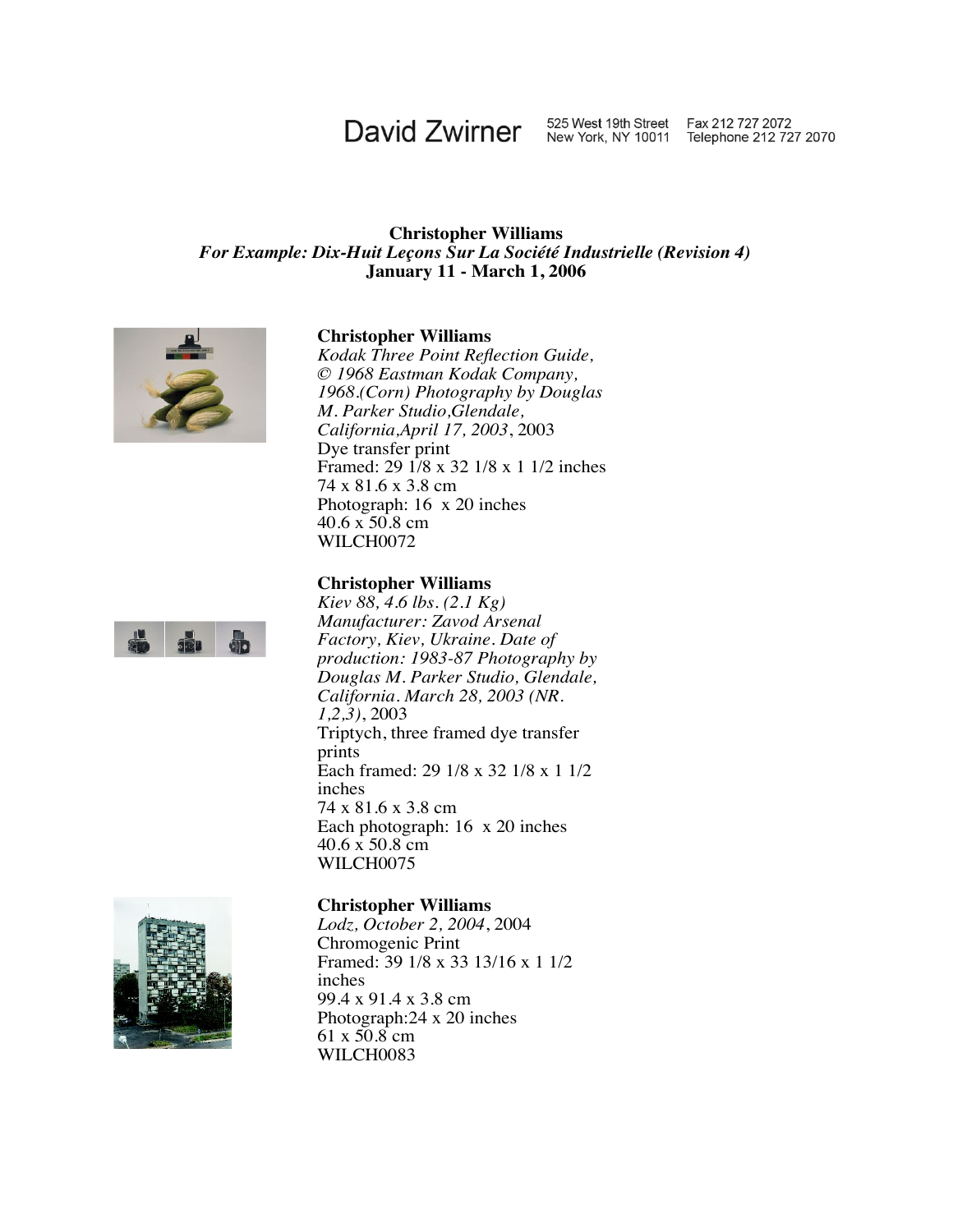David Zwirner 525 West 19th Street New York, NY 10011 Fax 212 727 2072 Telephone 212 727 2070

**Christopher Williams**
***For Example: Dix-Huit Leçons Sur La Société Industrielle (Revision 4)***
**January 11 - March 1, 2006**

**Christopher Williams**
*Kodak Three Point Reflection Guide, © 1968 Eastman Kodak Company, 1968.(Corn) Photography by Douglas M. Parker Studio,Glendale, California,April 17, 2003*, 2003
Dye transfer print
Framed: 29 1/8 x 32 1/8 x 1 1/2 inches
74 x 81.6 x 3.8 cm
Photograph: 16 x 20 inches
40.6 x 50.8 cm
WILCH0072

**Christopher Williams**
*Kiev 88, 4.6 lbs. (2.1 Kg) Manufacturer: Zavod Arsenal Factory, Kiev, Ukraine. Date of production: 1983-87 Photography by Douglas M. Parker Studio, Glendale, California. March 28, 2003 (NR. 1,2,3)*, 2003
Triptych, three framed dye transfer prints
Each framed: 29 1/8 x 32 1/8 x 1 1/2 inches
74 x 81.6 x 3.8 cm
Each photograph: 16 x 20 inches
40.6 x 50.8 cm
WILCH0075

**Christopher Williams**
*Lodz, October 2, 2004*, 2004
Chromogenic Print
Framed: 39 1/8 x 33 13/16 x 1 1/2 inches
99.4 x 91.4 x 3.8 cm
Photograph:24 x 20 inches
61 x 50.8 cm
WILCH0083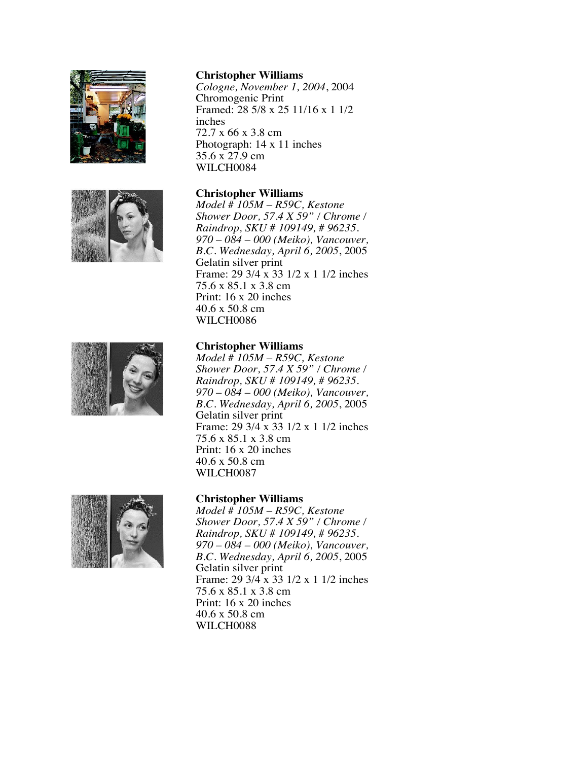**Christopher Williams**
*Cologne, November 1, 2004*, 2004
Chromogenic Print
Framed: 28 5/8 x 25 11/16 x 1 1/2 inches
72.7 x 66 x 3.8 cm
Photograph: 14 x 11 inches
35.6 x 27.9 cm
WILCH0084

**Christopher Williams**
*Model # 105M – R59C, Kestone Shower Door, 57.4 X 59" / Chrome / Raindrop, SKU # 109149, # 96235. 970 – 084 – 000 (Meiko), Vancouver, B.C. Wednesday, April 6, 2005*, 2005
Gelatin silver print
Frame: 29 3/4 x 33 1/2 x 1 1/2 inches
75.6 x 85.1 x 3.8 cm
Print: 16 x 20 inches
40.6 x 50.8 cm
WILCH0086

**Christopher Williams**
*Model # 105M – R59C, Kestone Shower Door, 57.4 X 59" / Chrome / Raindrop, SKU # 109149, # 96235. 970 – 084 – 000 (Meiko), Vancouver, B.C. Wednesday, April 6, 2005*, 2005
Gelatin silver print
Frame: 29 3/4 x 33 1/2 x 1 1/2 inches
75.6 x 85.1 x 3.8 cm
Print: 16 x 20 inches
40.6 x 50.8 cm
WILCH0087

**Christopher Williams**
*Model # 105M – R59C, Kestone Shower Door, 57.4 X 59" / Chrome / Raindrop, SKU # 109149, # 96235. 970 – 084 – 000 (Meiko), Vancouver, B.C. Wednesday, April 6, 2005*, 2005
Gelatin silver print
Frame: 29 3/4 x 33 1/2 x 1 1/2 inches
75.6 x 85.1 x 3.8 cm
Print: 16 x 20 inches
40.6 x 50.8 cm
WILCH0088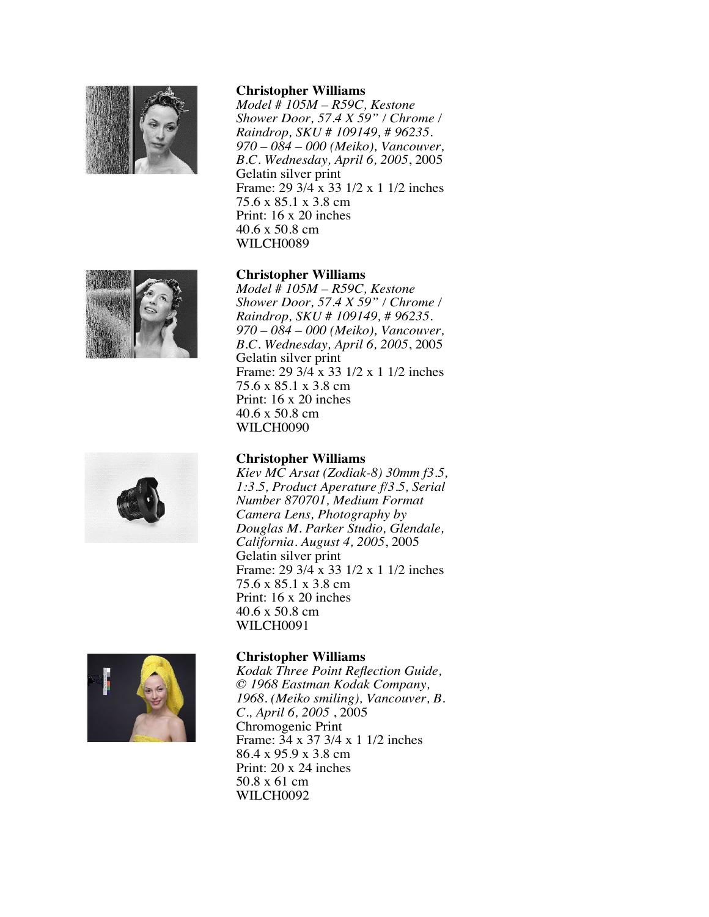**Christopher Williams**
*Model # 105M – R59C, Kestone Shower Door, 57.4 X 59" / Chrome / Raindrop, SKU # 109149, # 96235. 970 – 084 – 000 (Meiko), Vancouver, B.C. Wednesday, April 6, 2005*, 2005
Gelatin silver print
Frame: 29 3/4 x 33 1/2 x 1 1/2 inches
75.6 x 85.1 x 3.8 cm
Print: 16 x 20 inches
40.6 x 50.8 cm
WILCH0089

**Christopher Williams**
*Model # 105M – R59C, Kestone Shower Door, 57.4 X 59" / Chrome / Raindrop, SKU # 109149, # 96235. 970 – 084 – 000 (Meiko), Vancouver, B.C. Wednesday, April 6, 2005*, 2005
Gelatin silver print
Frame: 29 3/4 x 33 1/2 x 1 1/2 inches
75.6 x 85.1 x 3.8 cm
Print: 16 x 20 inches
40.6 x 50.8 cm
WILCH0090

**Christopher Williams**
*Kiev MC Arsat (Zodiak-8) 30mm f3.5, 1:3.5, Product Aperature f/3.5, Serial Number 870701, Medium Format Camera Lens, Photography by Douglas M. Parker Studio, Glendale, California. August 4, 2005*, 2005
Gelatin silver print
Frame: 29 3/4 x 33 1/2 x 1 1/2 inches
75.6 x 85.1 x 3.8 cm
Print: 16 x 20 inches
40.6 x 50.8 cm
WILCH0091

**Christopher Williams**
*Kodak Three Point Reflection Guide, © 1968 Eastman Kodak Company, 1968. (Meiko smiling), Vancouver, B. C., April 6, 2005* , 2005
Chromogenic Print
Frame: 34 x 37 3/4 x 1 1/2 inches
86.4 x 95.9 x 3.8 cm
Print: 20 x 24 inches
50.8 x 61 cm
WILCH0092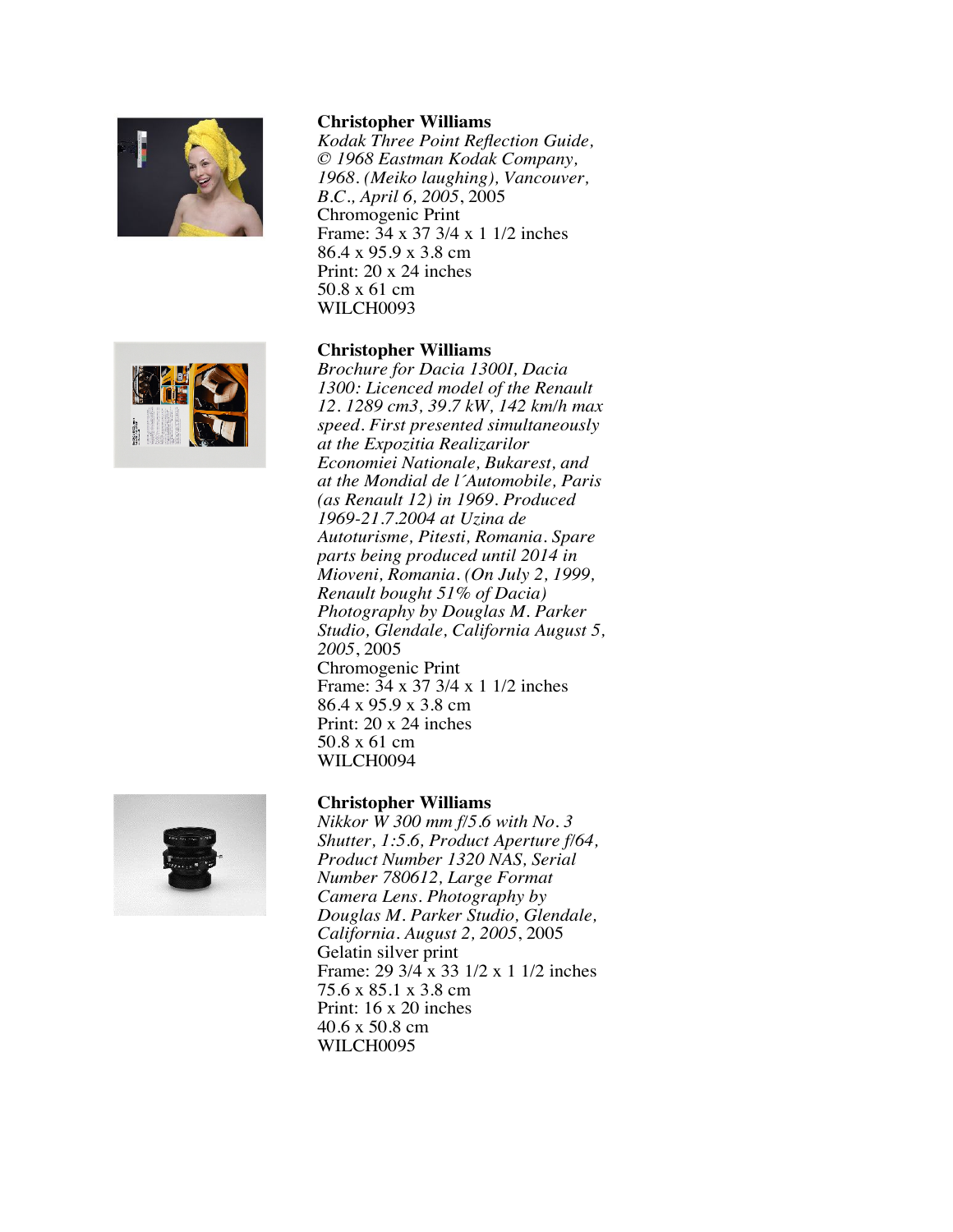**Christopher Williams**
*Kodak Three Point Reflection Guide, © 1968 Eastman Kodak Company, 1968. (Meiko laughing), Vancouver, B.C., April 6, 2005*, 2005
Chromogenic Print
Frame: 34 x 37 3/4 x 1 1/2 inches
86.4 x 95.9 x 3.8 cm
Print: 20 x 24 inches
50.8 x 61 cm
WILCH0093

**Christopher Williams**
*Brochure for Dacia 1300I, Dacia 1300: Licenced model of the Renault 12. 1289 cm3, 39.7 kW, 142 km/h max speed. First presented simultaneously at the Expozitia Realizarilor Economiei Nationale, Bukarest, and at the Mondial de l´Automobile, Paris (as Renault 12) in 1969. Produced 1969-21.7.2004 at Uzina de Autoturisme, Pitesti, Romania. Spare parts being produced until 2014 in Mioveni, Romania. (On July 2, 1999, Renault bought 51% of Dacia) Photography by Douglas M. Parker Studio, Glendale, California August 5, 2005*, 2005
Chromogenic Print
Frame: 34 x 37 3/4 x 1 1/2 inches
86.4 x 95.9 x 3.8 cm
Print: 20 x 24 inches
50.8 x 61 cm
WILCH0094

**Christopher Williams**
*Nikkor W 300 mm f/5.6 with No. 3 Shutter, 1:5.6, Product Aperture f/64, Product Number 1320 NAS, Serial Number 780612, Large Format Camera Lens. Photography by Douglas M. Parker Studio, Glendale, California. August 2, 2005*, 2005
Gelatin silver print
Frame: 29 3/4 x 33 1/2 x 1 1/2 inches
75.6 x 85.1 x 3.8 cm
Print: 16 x 20 inches
40.6 x 50.8 cm
WILCH0095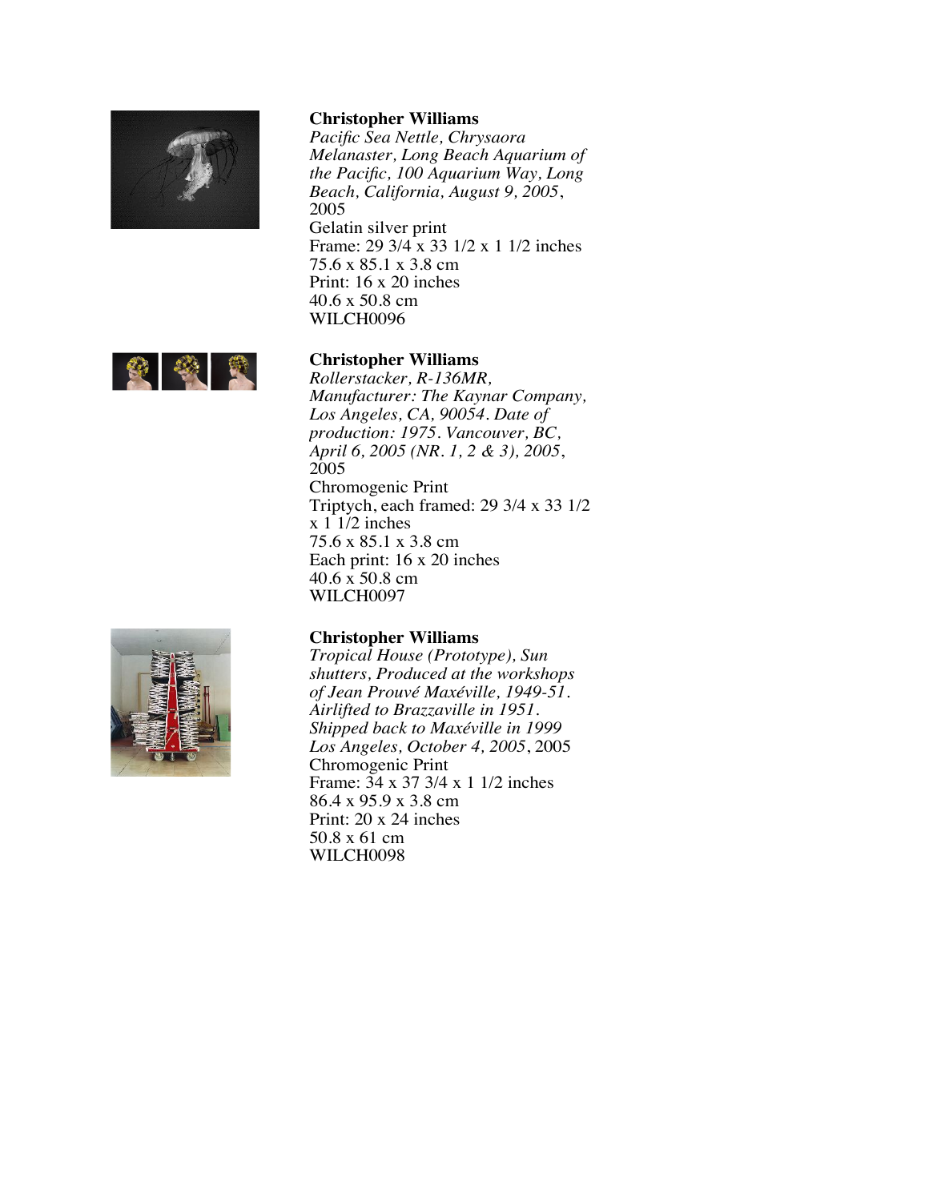**Christopher Williams**
*Pacific Sea Nettle, Chrysaora Melanaster, Long Beach Aquarium of the Pacific, 100 Aquarium Way, Long Beach, California, August 9, 2005*, 2005
Gelatin silver print
Frame: 29 3/4 x 33 1/2 x 1 1/2 inches
75.6 x 85.1 x 3.8 cm
Print: 16 x 20 inches
40.6 x 50.8 cm
WILCH0096

**Christopher Williams**
*Rollerstacker, R-136MR, Manufacturer: The Kaynar Company, Los Angeles, CA, 90054. Date of production: 1975. Vancouver, BC, April 6, 2005 (NR. 1, 2 & 3), 2005*, 2005
Chromogenic Print
Triptych, each framed: 29 3/4 x 33 1/2 x 1 1/2 inches
75.6 x 85.1 x 3.8 cm
Each print: 16 x 20 inches
40.6 x 50.8 cm
WILCH0097

**Christopher Williams**
*Tropical House (Prototype), Sun shutters, Produced at the workshops of Jean Prouvé Maxéville, 1949-51. Airlifted to Brazzaville in 1951. Shipped back to Maxéville in 1999 Los Angeles, October 4, 2005*, 2005
Chromogenic Print
Frame: 34 x 37 3/4 x 1 1/2 inches
86.4 x 95.9 x 3.8 cm
Print: 20 x 24 inches
50.8 x 61 cm
WILCH0098